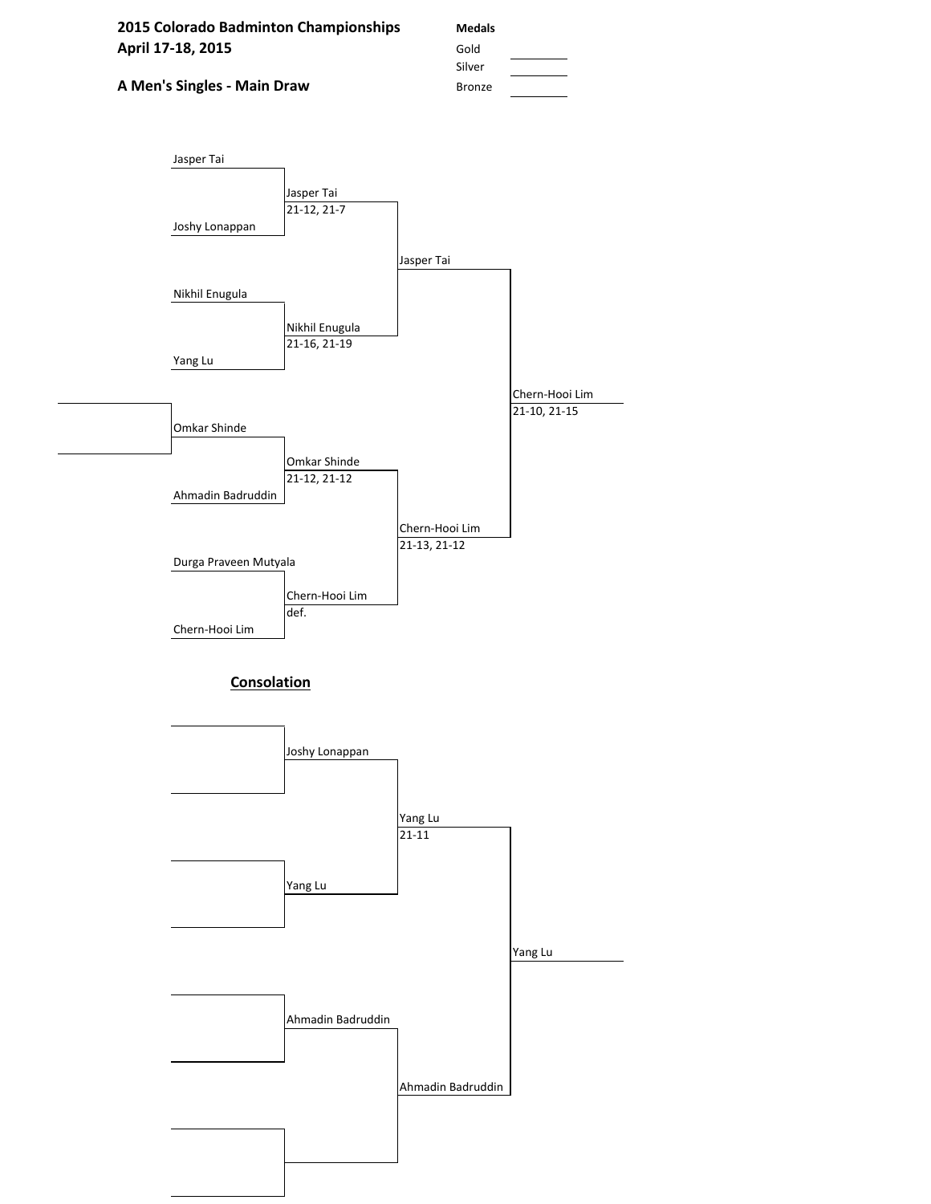**2015 Colorado Badminton Championships**
**April 17-18, 2015**

**A Men's Singles - Main Draw**

**Medals**

Gold

Silver

Bronze

| Round 1 | Quarterfinals | Semifinals | Final |
| --- | --- | --- | --- |
| Jasper Tai | | | |
| | Jasper Tai<br>21-12, 21-7 | | |
| Joshy Lonappan | | | |
| | | Jasper Tai | |
| Nikhil Enugula | | | |
| | Nikhil Enugula<br>21-16, 21-19 | | |
| Yang Lu | | | |
| | | | Chern-Hooi Lim<br>21-10, 21-15 |
| Omkar Shinde | | | |
| | Omkar Shinde<br>21-12, 21-12 | | |
| Ahmadin Badruddin | | | |
| | | Chern-Hooi Lim<br>21-13, 21-12 | |
| Durga Praveen Mutyala | | | |
| | Chern-Hooi Lim<br>def. | | |
| Chern-Hooi Lim | | | |

## **Consolation**

| Round 1 | Quarterfinals | Semifinals | Final |
| --- | --- | --- | --- |
| | Joshy Lonappan | | |
| | | Yang Lu<br>21-11 | |
| | Yang Lu | | |
| | | | Yang Lu |
| | Ahmadin Badruddin | | |
| | | Ahmadin Badruddin | |
| | | | |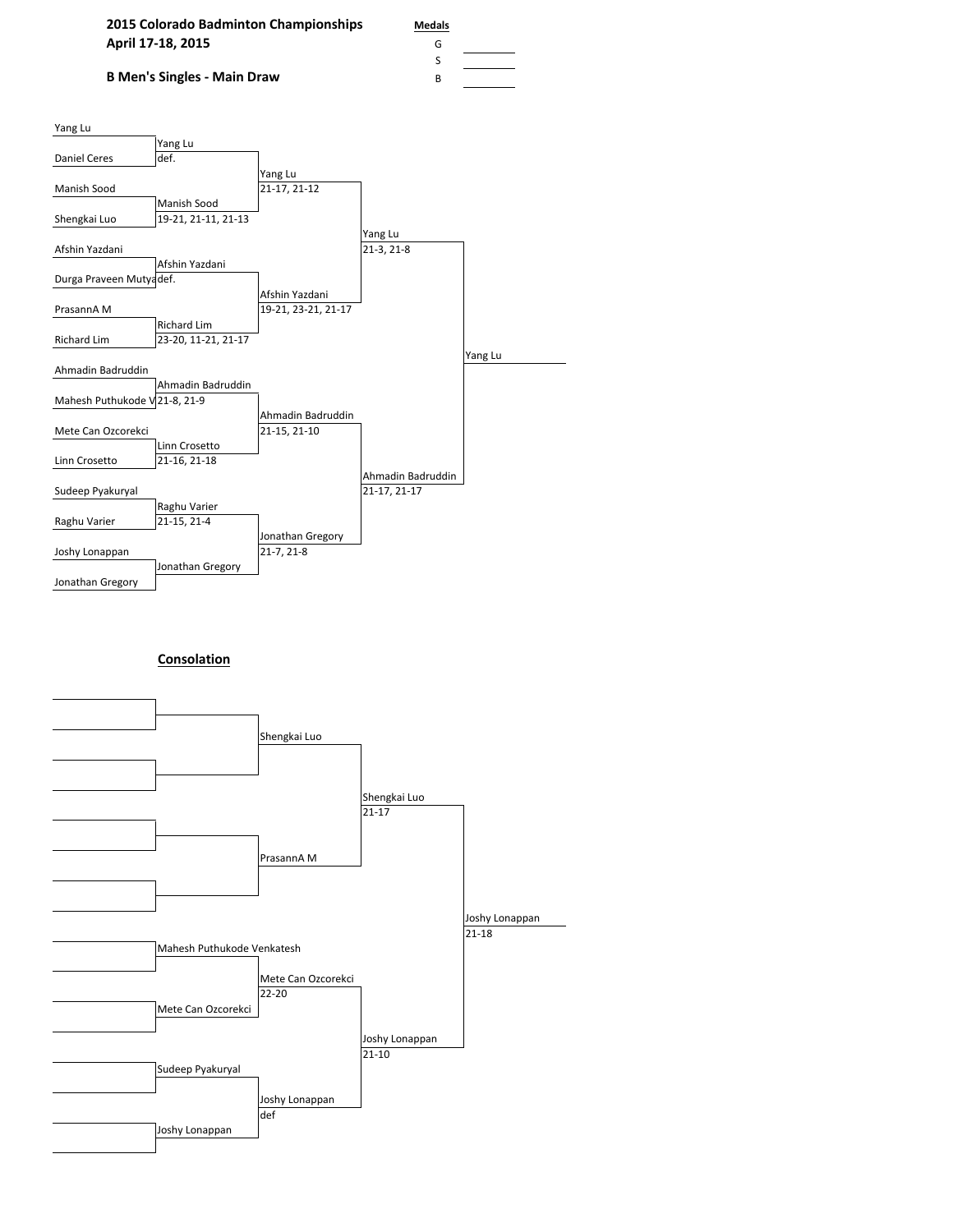**2015 Colorado Badminton Championships**
**April 17-18, 2015**

**B Men's Singles - Main Draw**

**Medals**

G ________

S ________

B ________

| First Round | Second Round | Quarterfinals | Semifinals | Final |
|---|---|---|---|---|
| Yang Lu | | | | |
| Daniel Ceres | Yang Lu def. | | | |
| Manish Sood | | Yang Lu 21-17, 21-12 | | |
| Shengkai Luo | Manish Sood 19-21, 21-11, 21-13 | | | |
| Afshin Yazdani | | | Yang Lu 21-3, 21-8 | |
| Durga Praveen Mutya | Afshin Yazdani def. | | | |
| PrasannA M | | Afshin Yazdani 19-21, 23-21, 21-17 | | |
| Richard Lim | Richard Lim 23-20, 11-21, 21-17 | | | Yang Lu |
| Ahmadin Badruddin | | | | |
| Mahesh Puthukode V | Ahmadin Badruddin 21-8, 21-9 | | | |
| Mete Can Ozcorekci | | Ahmadin Badruddin 21-15, 21-10 | | |
| Linn Crosetto | Linn Crosetto 21-16, 21-18 | | | |
| Sudeep Pyakuryal | | | Ahmadin Badruddin 21-17, 21-17 | |
| Raghu Varier | Raghu Varier 21-15, 21-4 | | | |
| Joshy Lonappan | | Jonathan Gregory 21-7, 21-8 | | |
| Jonathan Gregory | Jonathan Gregory | | | |

**Consolation**

| Round 1 | Round 2 | Semifinals | Final |
|---|---|---|---|
| | Shengkai Luo | | |
| | PrasannA M | Shengkai Luo 21-17 | |
| Mahesh Puthukode Venkatesh | | | Joshy Lonappan 21-18 |
| Mete Can Ozcorekci | Mete Can Ozcorekci 22-20 | | |
| Sudeep Pyakuryal | | Joshy Lonappan 21-10 | |
| Joshy Lonappan | Joshy Lonappan def | | |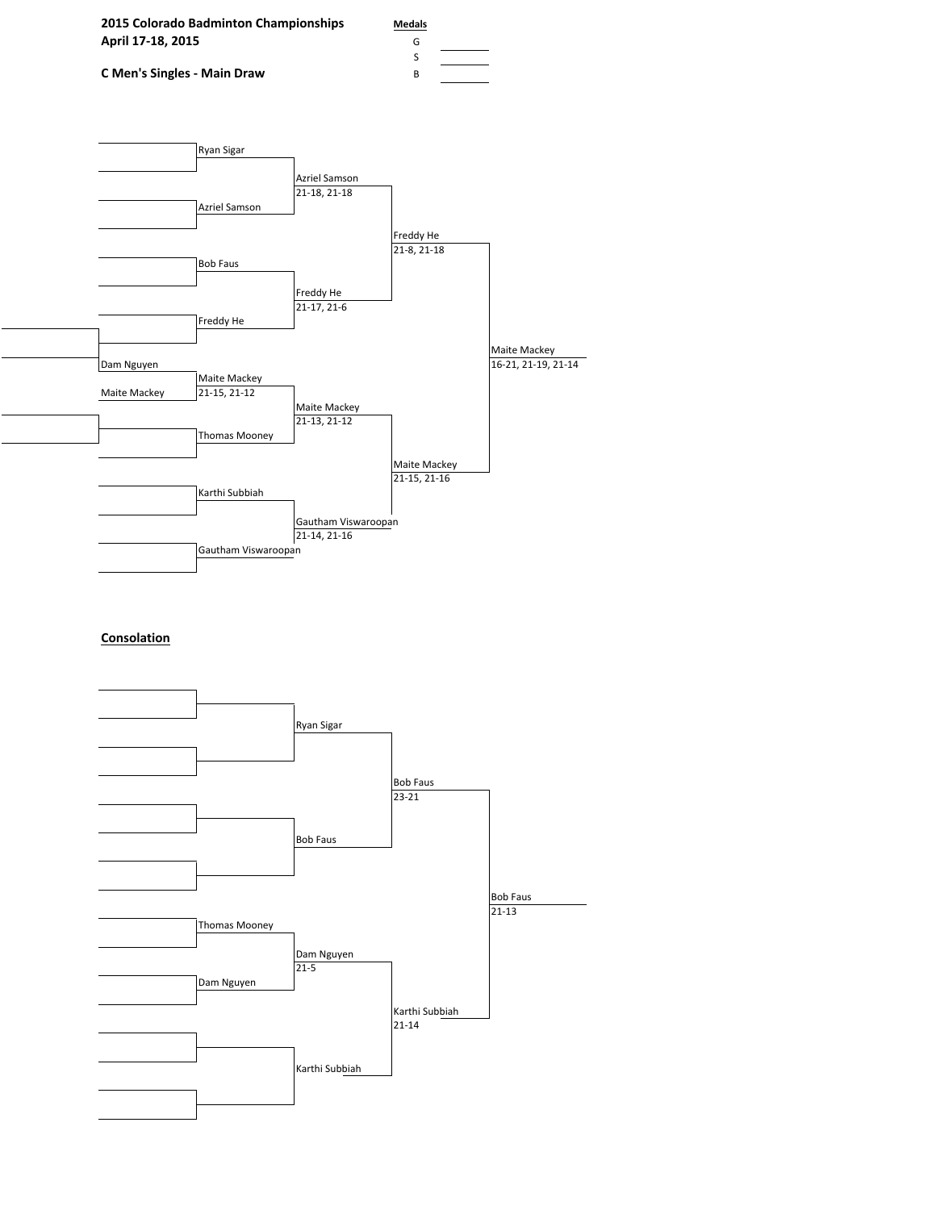**2015 Colorado Badminton Championships**
**April 17-18, 2015**

**C Men's Singles - Main Draw**

**Medals**

G ________

S ________

B ________

### Main Draw

**Preliminary round**

| Player | Player | Winner / Score |
| --- | --- | --- |
| Dam Nguyen | Maite Mackey | Maite Mackey, 21-15, 21-12 |

**First round**

| Player | Player | Winner | Score |
| --- | --- | --- | --- |
| Ryan Sigar | Azriel Samson | Azriel Samson | 21-18, 21-18 |
| Bob Faus | Freddy He | Freddy He | 21-17, 21-6 |
| Maite Mackey | Thomas Mooney | Maite Mackey | 21-13, 21-12 |
| Karthi Subbiah | Gautham Viswaroopan | Gautham Viswaroopan | 21-14, 21-16 |

**Semifinals**

| Winner | Score |
| --- | --- |
| Freddy He | 21-8, 21-18 |
| Maite Mackey | 21-15, 21-16 |

**Final**

| Winner | Score |
| --- | --- |
| Maite Mackey | 16-21, 21-19, 21-14 |

### **Consolation**

**First round**

| Player | Player | Winner | Score |
| --- | --- | --- | --- |
| | | Ryan Sigar | |
| | | Bob Faus | |
| Thomas Mooney | Dam Nguyen | Dam Nguyen | 21-5 |
| | | Karthi Subbiah | |

**Semifinals**

| Winner | Score |
| --- | --- |
| Bob Faus | 23-21 |
| Karthi Subbiah | 21-14 |

**Final**

| Winner | Score |
| --- | --- |
| Bob Faus | 21-13 |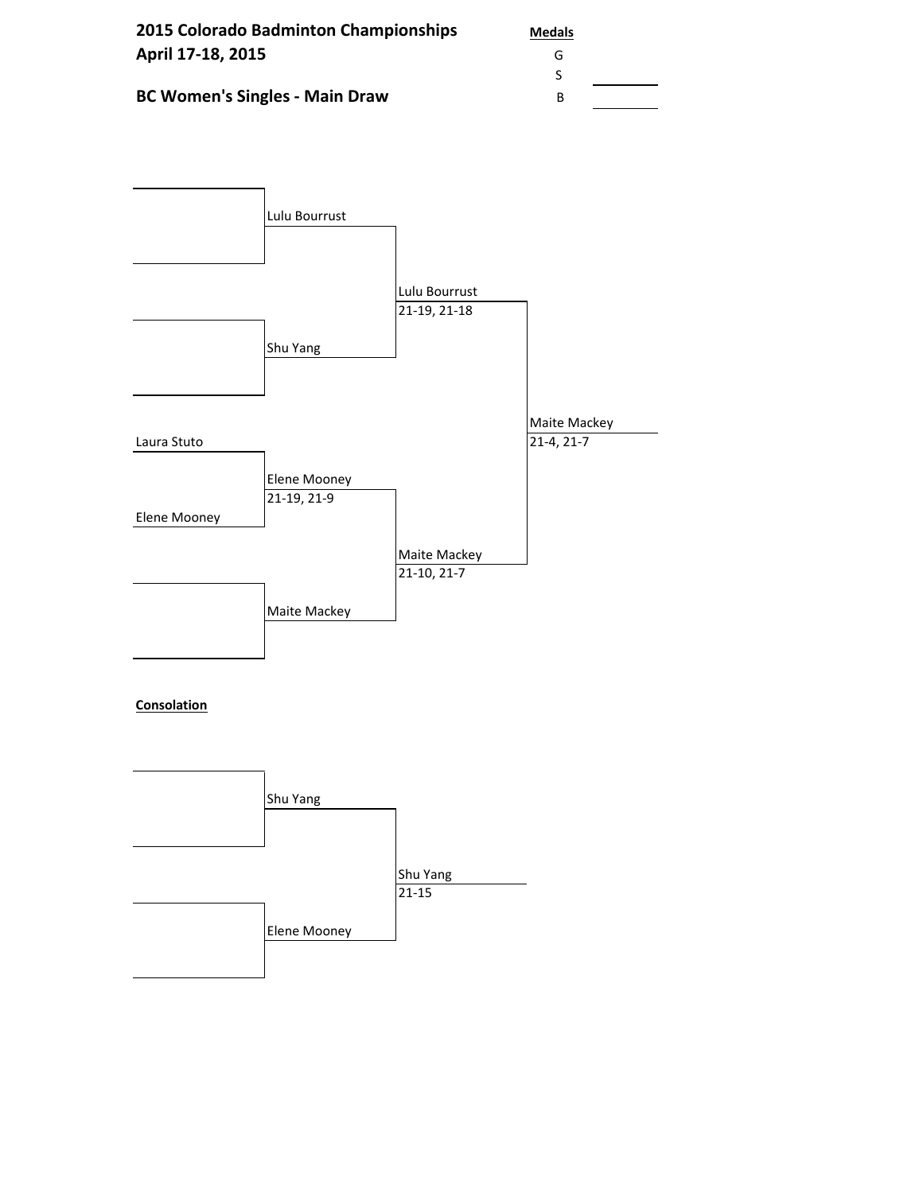**2015 Colorado Badminton Championships**
**April 17-18, 2015**

**BC Women's Singles - Main Draw**

**Medals**

G

S

B

Lulu Bourrust

Lulu Bourrust
21-19, 21-18

Shu Yang

Maite Mackey
21-4, 21-7

Laura Stuto

Elene Mooney
21-19, 21-9

Elene Mooney

Maite Mackey
21-10, 21-7

Maite Mackey

**Consolation**

Shu Yang

Shu Yang
21-15

Elene Mooney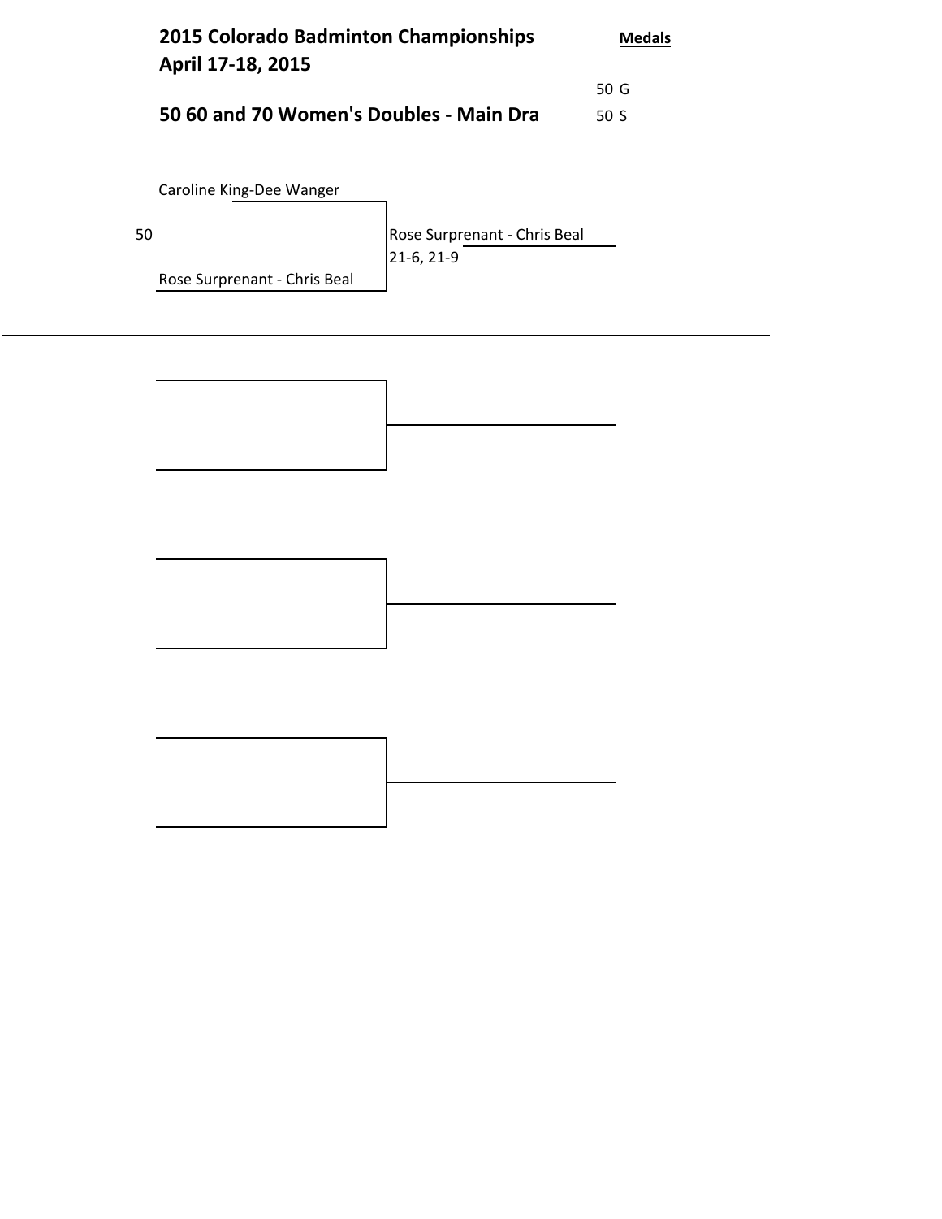## 2015 Colorado Badminton Championships
## April 17-18, 2015

**Medals**

50 G

50 S

## 50 60 and 70 Women's Doubles - Main Dra

Caroline King-Dee Wanger

50

Rose Surprenant - Chris Beal

Rose Surprenant - Chris Beal
21-6, 21-9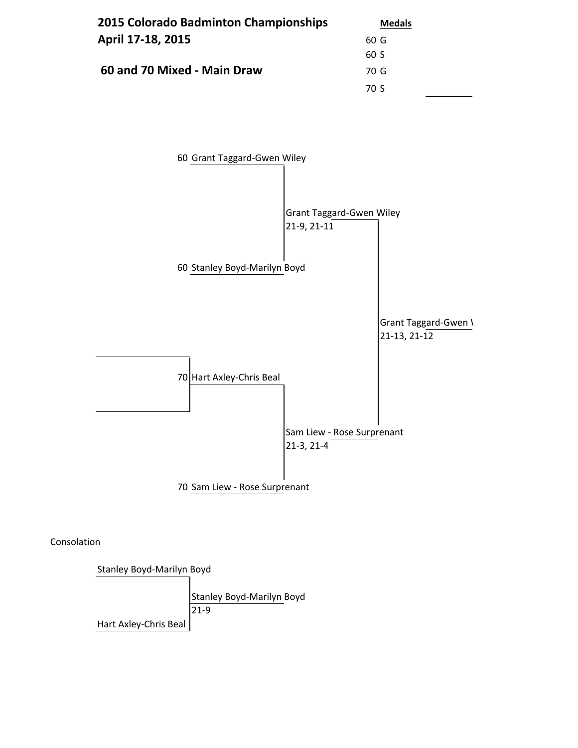**2015 Colorado Badminton Championships**
**April 17-18, 2015**

**60 and 70 Mixed - Main Draw**

**Medals**

60 G
60 S
70 G
70 S

60 Grant Taggard-Gwen Wiley

Grant Taggard-Gwen Wiley
21-9, 21-11

60 Stanley Boyd-Marilyn Boyd

Grant Taggard-Gwen \
21-13, 21-12

70 Hart Axley-Chris Beal

Sam Liew - Rose Surprenant
21-3, 21-4

70 Sam Liew - Rose Surprenant

Consolation

Stanley Boyd-Marilyn Boyd

Stanley Boyd-Marilyn Boyd
21-9

Hart Axley-Chris Beal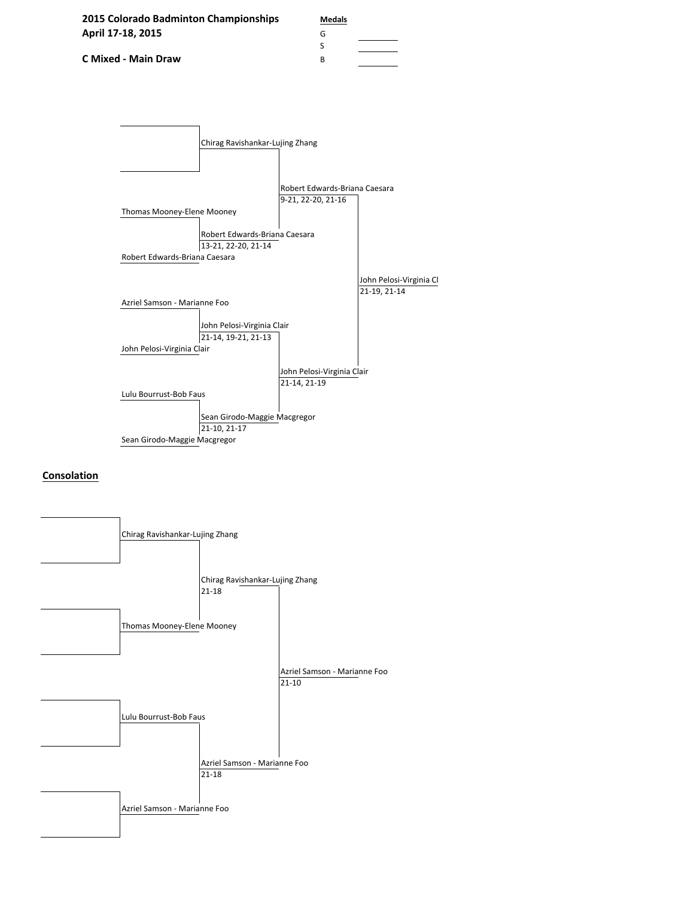**2015 Colorado Badminton Championships**
**April 17-18, 2015**

**C Mixed - Main Draw**

**Medals**

G ________

S ________

B ________

| Round 1 | Quarterfinals | Semifinals | Final |
|---|---|---|---|
| | Chirag Ravishankar-Lujing Zhang | | |
| | | Robert Edwards-Briana Caesara<br>9-21, 22-20, 21-16 | |
| Thomas Mooney-Elene Mooney | | | |
| | Robert Edwards-Briana Caesara<br>13-21, 22-20, 21-14 | | |
| Robert Edwards-Briana Caesara | | | |
| | | | John Pelosi-Virginia Cl<br>21-19, 21-14 |
| Azriel Samson - Marianne Foo | | | |
| | John Pelosi-Virginia Clair<br>21-14, 19-21, 21-13 | | |
| John Pelosi-Virginia Clair | | | |
| | | John Pelosi-Virginia Clair<br>21-14, 21-19 | |
| Lulu Bourrust-Bob Faus | | | |
| | Sean Girodo-Maggie Macgregor<br>21-10, 21-17 | | |
| Sean Girodo-Maggie Macgregor | | | |

## Consolation

| Round 1 | Semifinals | Final |
|---|---|---|
| Chirag Ravishankar-Lujing Zhang | | |
| | Chirag Ravishankar-Lujing Zhang<br>21-18 | |
| Thomas Mooney-Elene Mooney | | |
| | | Azriel Samson - Marianne Foo<br>21-10 |
| Lulu Bourrust-Bob Faus | | |
| | Azriel Samson - Marianne Foo<br>21-18 | |
| Azriel Samson - Marianne Foo | | |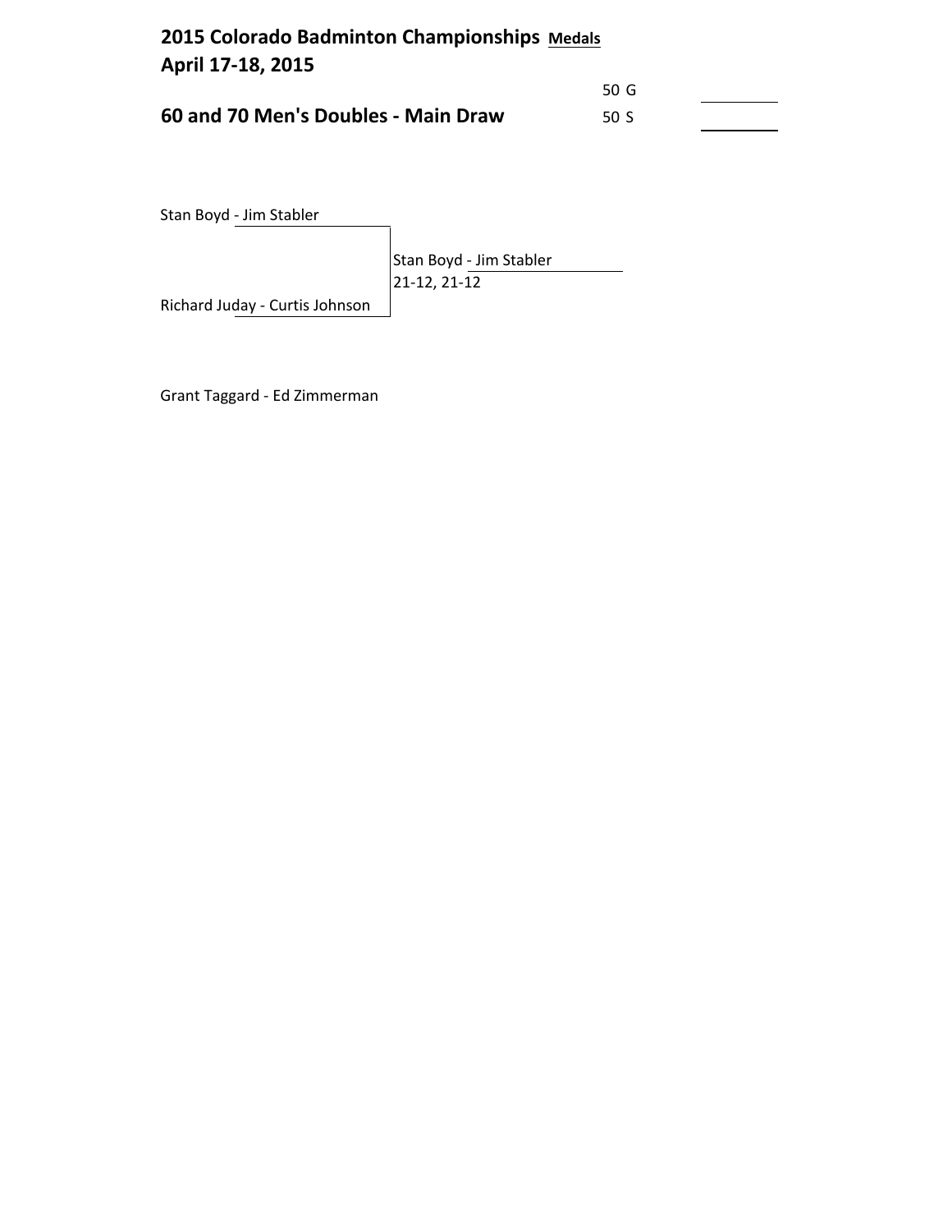# 2015 Colorado Badminton Championships Medals
## April 17-18, 2015

50 G ________

## 60 and 70 Men's Doubles - Main Draw

50 S ________

Stan Boyd - Jim Stabler

Stan Boyd - Jim Stabler
21-12, 21-12

Richard Juday - Curtis Johnson

Grant Taggard - Ed Zimmerman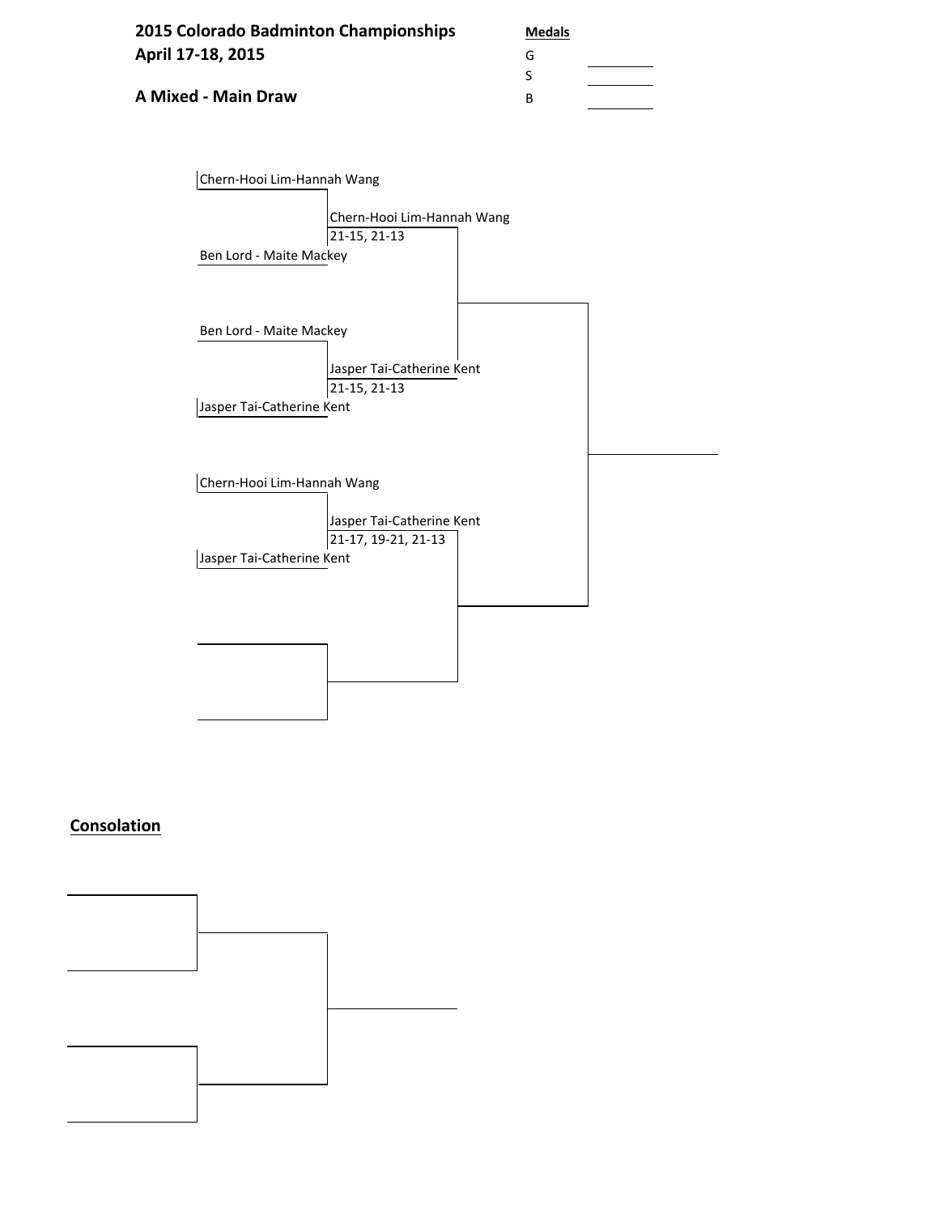**2015 Colorado Badminton Championships**
**April 17-18, 2015**

**A Mixed - Main Draw**

**Medals**

G ________

S ________

B ________

Chern-Hooi Lim-Hannah Wang

Chern-Hooi Lim-Hannah Wang
21-15, 21-13

Ben Lord - Maite Mackey

Ben Lord - Maite Mackey

Jasper Tai-Catherine Kent
21-15, 21-13

Jasper Tai-Catherine Kent

Chern-Hooi Lim-Hannah Wang

Jasper Tai-Catherine Kent
21-17, 19-21, 21-13

Jasper Tai-Catherine Kent

**Consolation**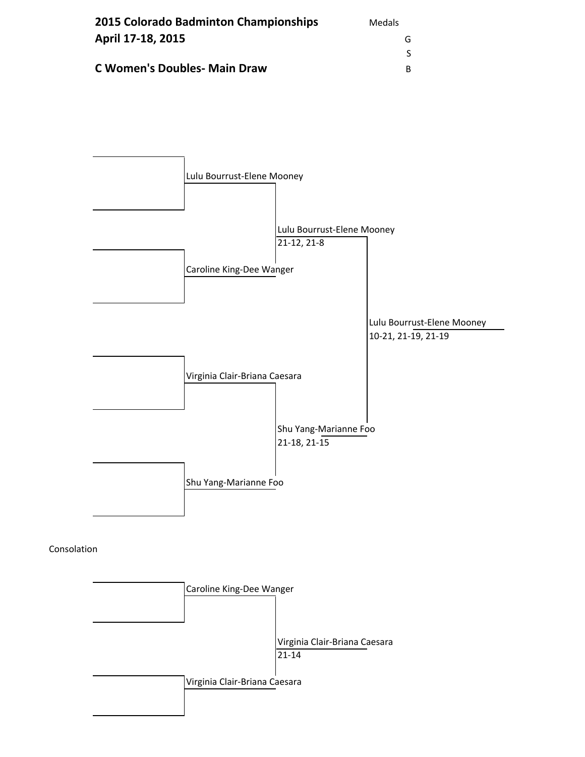**2015 Colorado Badminton Championships**

**April 17-18, 2015**

**C Women's Doubles- Main Draw**

Medals

G

S

B

Lulu Bourrust-Elene Mooney

Lulu Bourrust-Elene Mooney
21-12, 21-8

Caroline King-Dee Wanger

Lulu Bourrust-Elene Mooney
10-21, 21-19, 21-19

Virginia Clair-Briana Caesara

Shu Yang-Marianne Foo
21-18, 21-15

Shu Yang-Marianne Foo

Consolation

Caroline King-Dee Wanger

Virginia Clair-Briana Caesara
21-14

Virginia Clair-Briana Caesara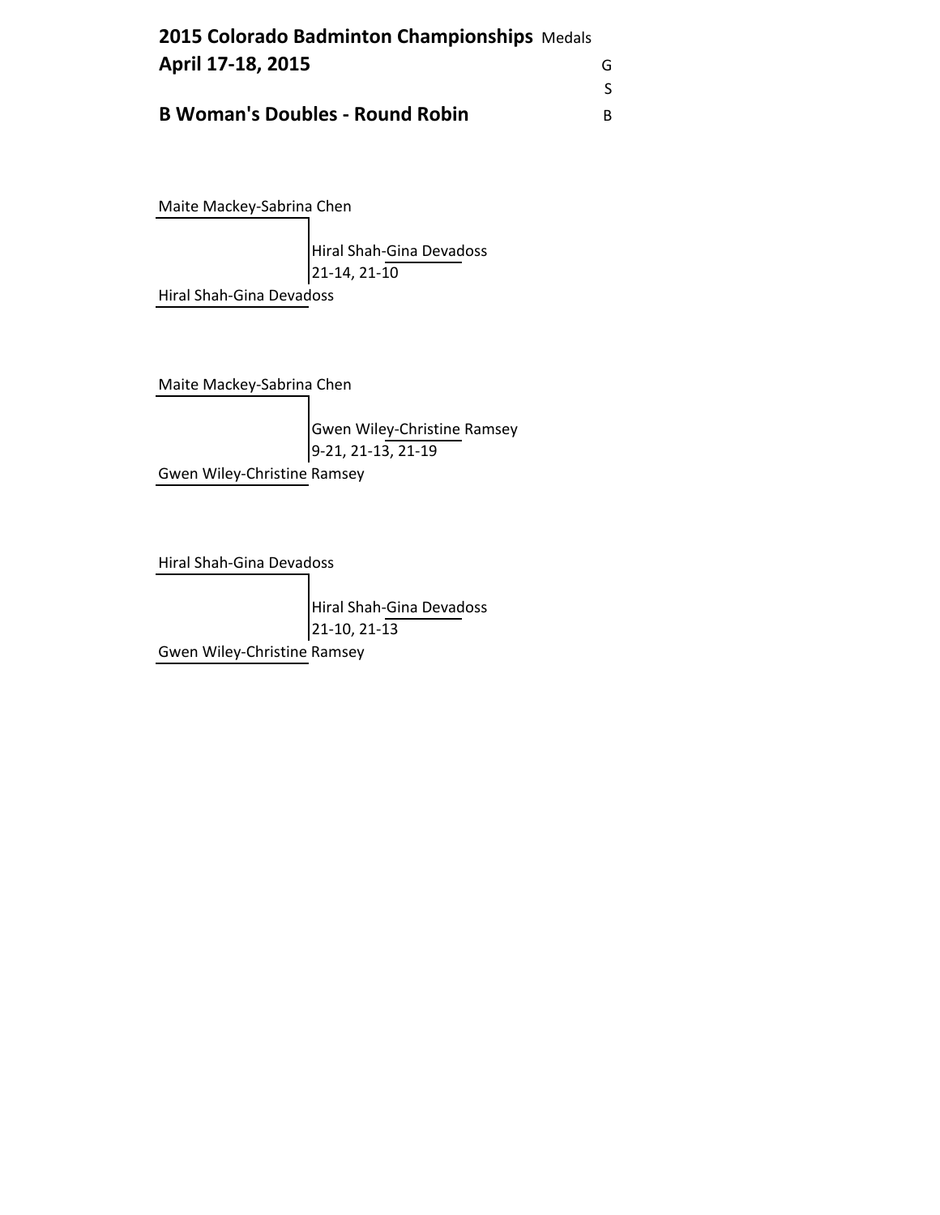**2015 Colorado Badminton Championships** Medals

**April 17-18, 2015**

G

S

**B Woman's Doubles - Round Robin**

B

Maite Mackey-Sabrina Chen

Hiral Shah-Gina Devadoss
21-14, 21-10

Hiral Shah-Gina Devadoss

Maite Mackey-Sabrina Chen

Gwen Wiley-Christine Ramsey
9-21, 21-13, 21-19

Gwen Wiley-Christine Ramsey

Hiral Shah-Gina Devadoss

Hiral Shah-Gina Devadoss
21-10, 21-13

Gwen Wiley-Christine Ramsey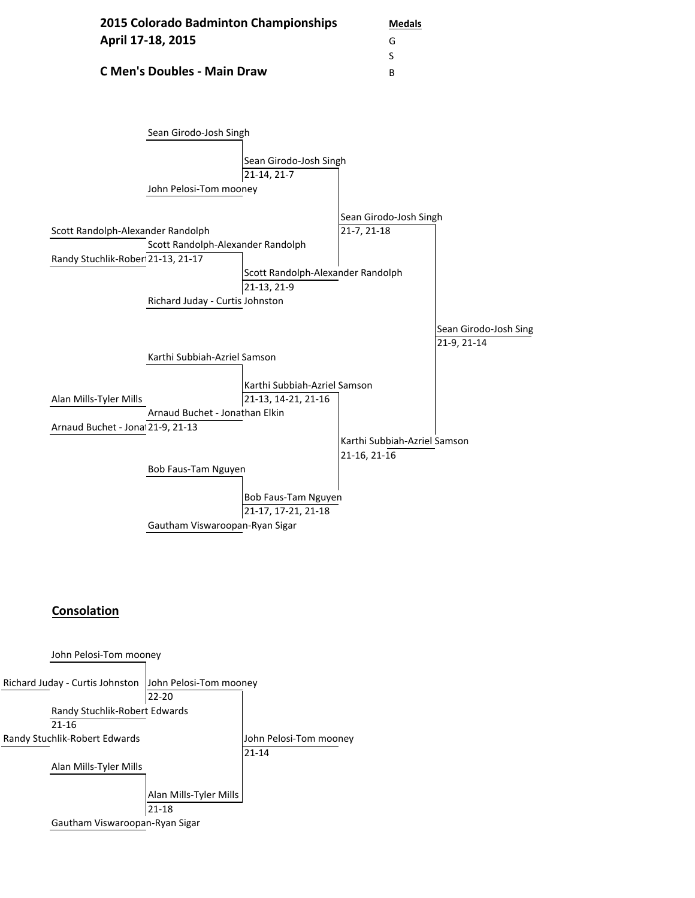**2015 Colorado Badminton Championships**
**April 17-18, 2015**

**C Men's Doubles - Main Draw**

**Medals**
G
S
B

Sean Girodo-Josh Singh

Sean Girodo-Josh Singh
21-14, 21-7

John Pelosi-Tom mooney

Sean Girodo-Josh Singh
21-7, 21-18

Scott Randolph-Alexander Randolph

Scott Randolph-Alexander Randolph

Randy Stuchlik-Robert 21-13, 21-17

Scott Randolph-Alexander Randolph
21-13, 21-9

Richard Juday - Curtis Johnston

Sean Girodo-Josh Sing
21-9, 21-14

Karthi Subbiah-Azriel Samson

Karthi Subbiah-Azriel Samson

Alan Mills-Tyler Mills

21-13, 14-21, 21-16

Arnaud Buchet - Jonathan Elkin

Arnaud Buchet - Jonat 21-9, 21-13

Karthi Subbiah-Azriel Samson
21-16, 21-16

Bob Faus-Tam Nguyen

Bob Faus-Tam Nguyen
21-17, 17-21, 21-18

Gautham Viswaroopan-Ryan Sigar

**Consolation**

John Pelosi-Tom mooney

Richard Juday - Curtis Johnston

John Pelosi-Tom mooney
22-20

Randy Stuchlik-Robert Edwards
21-16

Randy Stuchlik-Robert Edwards

John Pelosi-Tom mooney
21-14

Alan Mills-Tyler Mills

Alan Mills-Tyler Mills
21-18

Gautham Viswaroopan-Ryan Sigar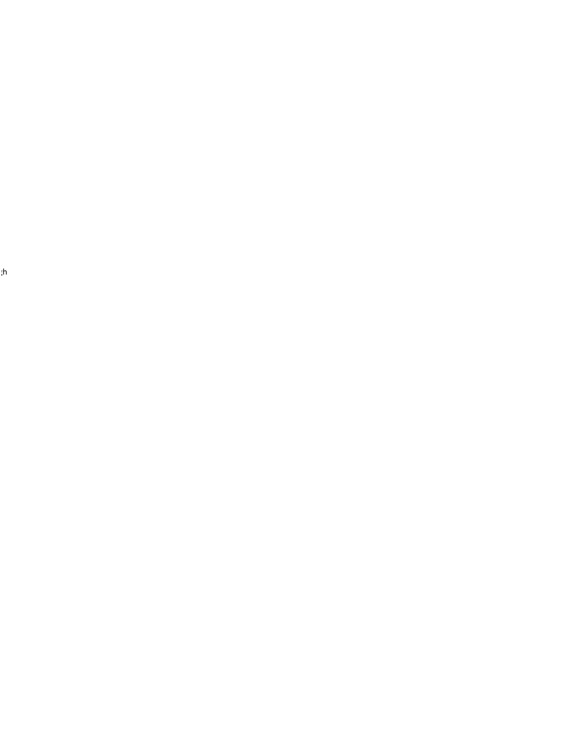;h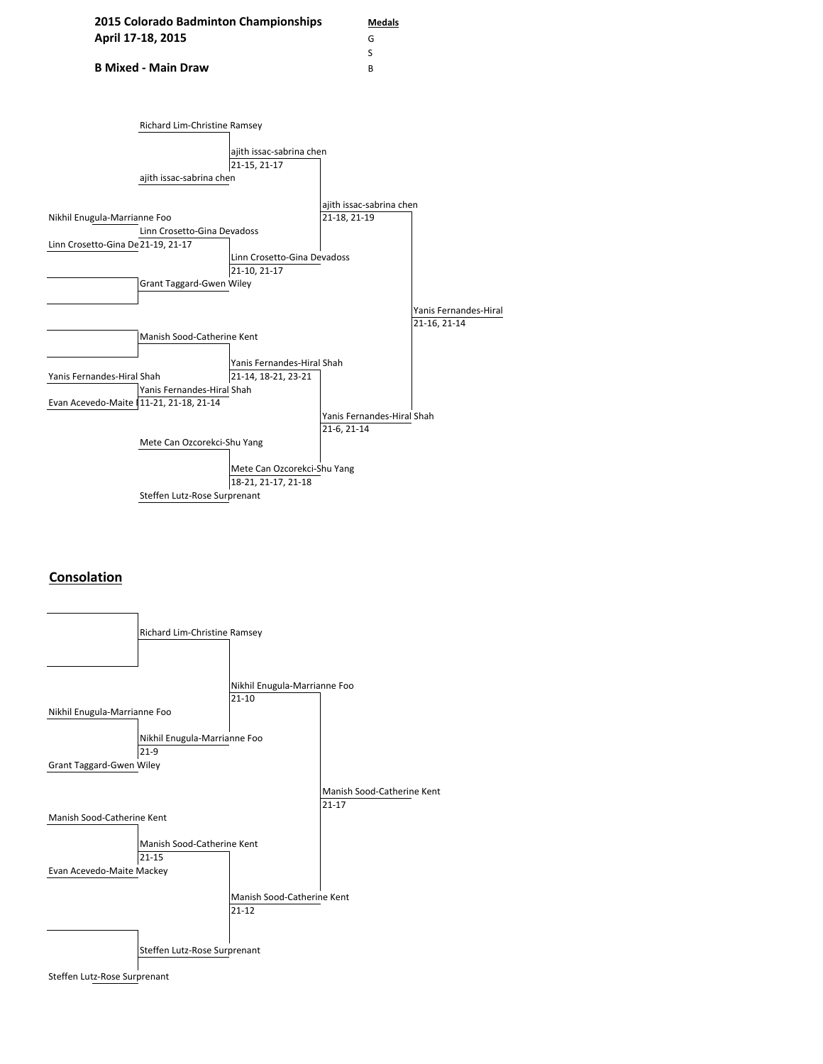**2015 Colorado Badminton Championships**

**April 17-18, 2015**

**B Mixed - Main Draw**

**Medals**

G

S

B

Richard Lim-Christine Ramsey

ajith issac-sabrina chen

21-15, 21-17

ajith issac-sabrina chen

ajith issac-sabrina chen

21-18, 21-19

Nikhil Enugula-Marrianne Foo

Linn Crosetto-Gina Devadoss

Linn Crosetto-Gina De 21-19, 21-17

Linn Crosetto-Gina Devadoss

21-10, 21-17

Grant Taggard-Gwen Wiley

Yanis Fernandes-Hiral

21-16, 21-14

Manish Sood-Catherine Kent

Yanis Fernandes-Hiral Shah

21-14, 18-21, 23-21

Yanis Fernandes-Hiral Shah

Yanis Fernandes-Hiral Shah

Evan Acevedo-Maite I 11-21, 21-18, 21-14

Yanis Fernandes-Hiral Shah

21-6, 21-14

Mete Can Ozcorekci-Shu Yang

Mete Can Ozcorekci-Shu Yang

18-21, 21-17, 21-18

Steffen Lutz-Rose Surprenant

## Consolation

Richard Lim-Christine Ramsey

Nikhil Enugula-Marrianne Foo

21-10

Nikhil Enugula-Marrianne Foo

Nikhil Enugula-Marrianne Foo

21-9

Grant Taggard-Gwen Wiley

Manish Sood-Catherine Kent

21-17

Manish Sood-Catherine Kent

Manish Sood-Catherine Kent

21-15

Evan Acevedo-Maite Mackey

Manish Sood-Catherine Kent

21-12

Steffen Lutz-Rose Surprenant

Steffen Lutz-Rose Surprenant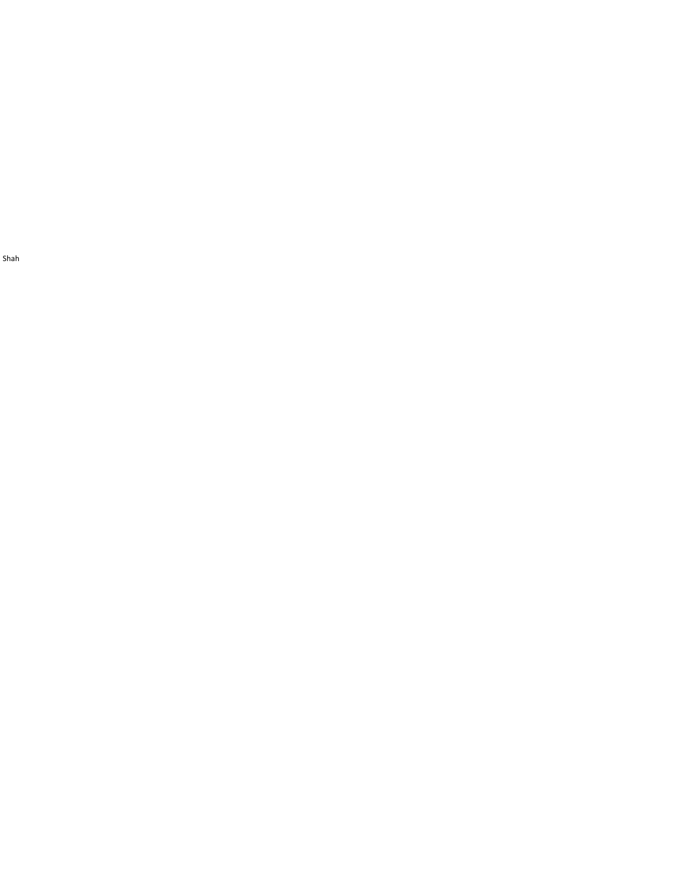Shah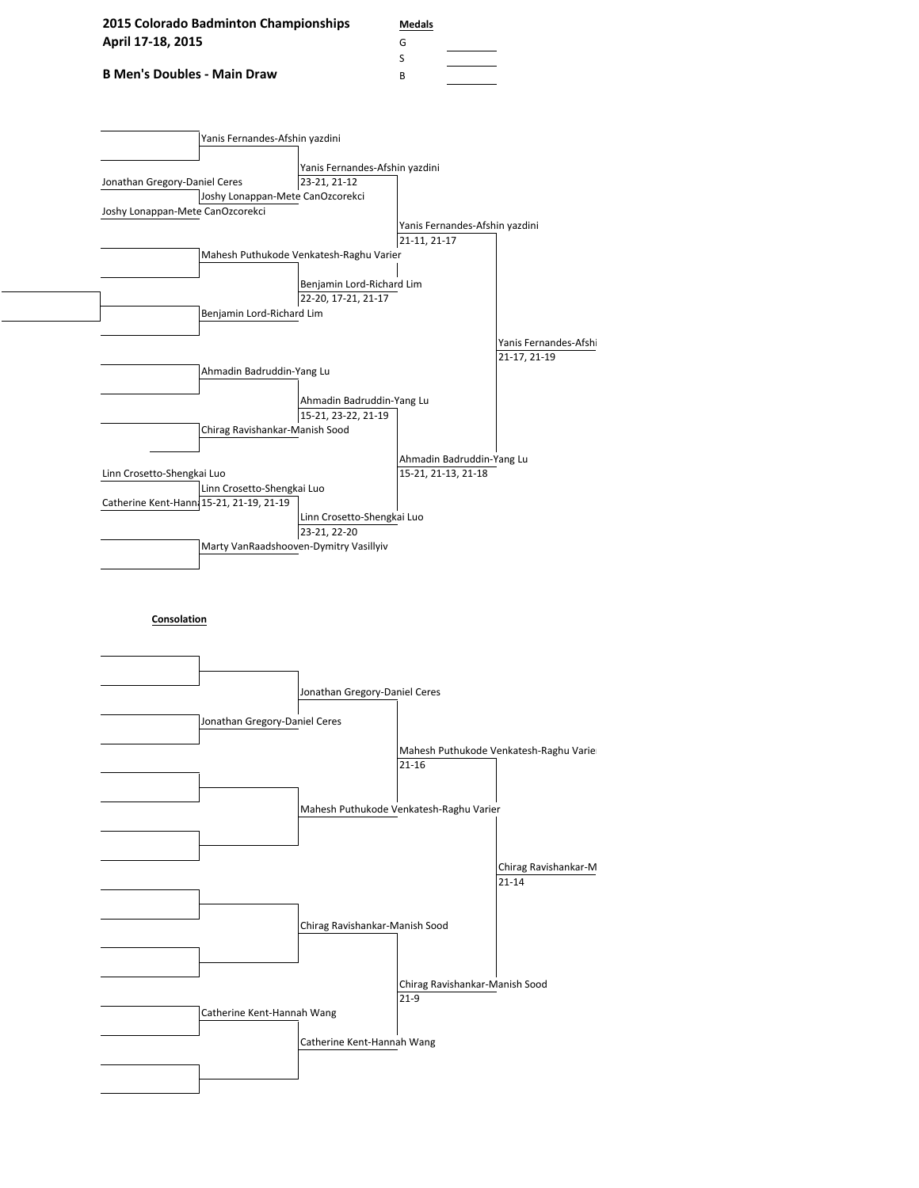**2015 Colorado Badminton Championships**
**April 17-18, 2015**

**B Men's Doubles - Main Draw**

**Medals**

G ________

S ________

B ________

### Main Draw

**Round 1**

- (bye) vs Yanis Fernandes-Afshin yazdini → Yanis Fernandes-Afshin yazdini
- Jonathan Gregory-Daniel Ceres vs Joshy Lonappan-Mete CanOzcorekci → Joshy Lonappan-Mete CanOzcorekci
- (bye) → Mahesh Puthukode Venkatesh-Raghu Varier
- (bye) → Benjamin Lord-Richard Lim
- (bye) → Ahmadin Badruddin-Yang Lu
- (bye) → Chirag Ravishankar-Manish Sood
- Linn Crosetto-Shengkai Luo vs Catherine Kent-Hann… → Linn Crosetto-Shengkai Luo 15-21, 21-19, 21-19
- (bye) → Marty VanRaadshooven-Dymitry Vasillyiv

**Quarterfinals**

- Yanis Fernandes-Afshin yazdini 23-21, 21-12
- Benjamin Lord-Richard Lim 22-20, 17-21, 21-17
- Ahmadin Badruddin-Yang Lu 15-21, 23-22, 21-19
- Linn Crosetto-Shengkai Luo 23-21, 22-20

**Semifinals**

- Yanis Fernandes-Afshin yazdini 21-11, 21-17
- Ahmadin Badruddin-Yang Lu 15-21, 21-13, 21-18

**Final**

- Yanis Fernandes-Afshi… 21-17, 21-19

### Consolation

**Round 1**

- Jonathan Gregory-Daniel Ceres
- Catherine Kent-Hannah Wang

**Quarterfinals**

- Jonathan Gregory-Daniel Ceres
- Mahesh Puthukode Venkatesh-Raghu Varier
- Chirag Ravishankar-Manish Sood
- Catherine Kent-Hannah Wang

**Semifinals**

- Mahesh Puthukode Venkatesh-Raghu Varie… 21-16
- Chirag Ravishankar-Manish Sood 21-9

**Final**

- Chirag Ravishankar-M… 21-14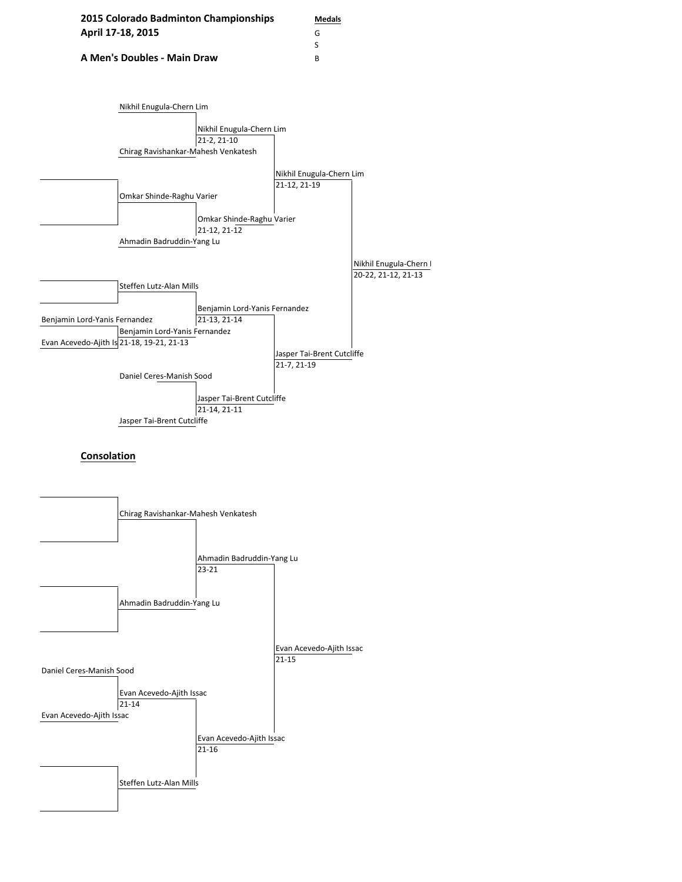**2015 Colorado Badminton Championships**
**April 17-18, 2015**

**A Men's Doubles - Main Draw**

**Medals**
G
S
B

Nikhil Enugula-Chern Lim

Nikhil Enugula-Chern Lim
21-2, 21-10

Chirag Ravishankar-Mahesh Venkatesh

Nikhil Enugula-Chern Lim
21-12, 21-19

Omkar Shinde-Raghu Varier

Omkar Shinde-Raghu Varier
21-12, 21-12

Ahmadin Badruddin-Yang Lu

Nikhil Enugula-Chern L
20-22, 21-12, 21-13

Steffen Lutz-Alan Mills

Benjamin Lord-Yanis Fernandez
21-13, 21-14

Benjamin Lord-Yanis Fernandez

Benjamin Lord-Yanis Fernandez

Evan Acevedo-Ajith Is 21-18, 19-21, 21-13

Jasper Tai-Brent Cutcliffe
21-7, 21-19

Daniel Ceres-Manish Sood

Jasper Tai-Brent Cutcliffe
21-14, 21-11

Jasper Tai-Brent Cutcliffe

**Consolation**

Chirag Ravishankar-Mahesh Venkatesh

Ahmadin Badruddin-Yang Lu
23-21

Ahmadin Badruddin-Yang Lu

Evan Acevedo-Ajith Issac
21-15

Daniel Ceres-Manish Sood

Evan Acevedo-Ajith Issac
21-14

Evan Acevedo-Ajith Issac

Evan Acevedo-Ajith Issac
21-16

Steffen Lutz-Alan Mills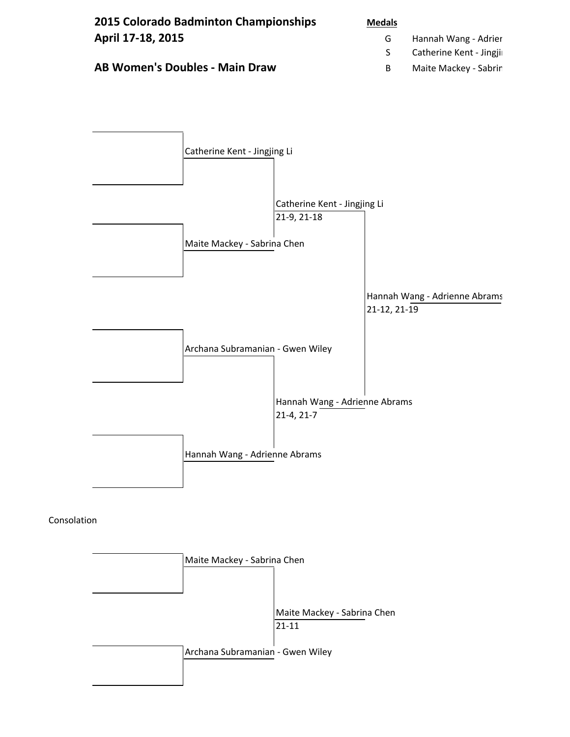# 2015 Colorado Badminton Championships
## April 17-18, 2015

## AB Women's Doubles - Main Draw

**Medals**

| | |
|---|---|
| G | Hannah Wang - Adrier |
| S | Catherine Kent - Jingji |
| B | Maite Mackey - Sabrin |

**Round 1**

- Catherine Kent - Jingjing Li
- Maite Mackey - Sabrina Chen
- Archana Subramanian - Gwen Wiley
- Hannah Wang - Adrienne Abrams

**Semifinals**

- Catherine Kent - Jingjing Li 21-9, 21-18
- Hannah Wang - Adrienne Abrams 21-4, 21-7

**Final**

- Hannah Wang - Adrienne Abrams 21-12, 21-19

Consolation

- Maite Mackey - Sabrina Chen
- Archana Subramanian - Gwen Wiley

**Winner:** Maite Mackey - Sabrina Chen 21-11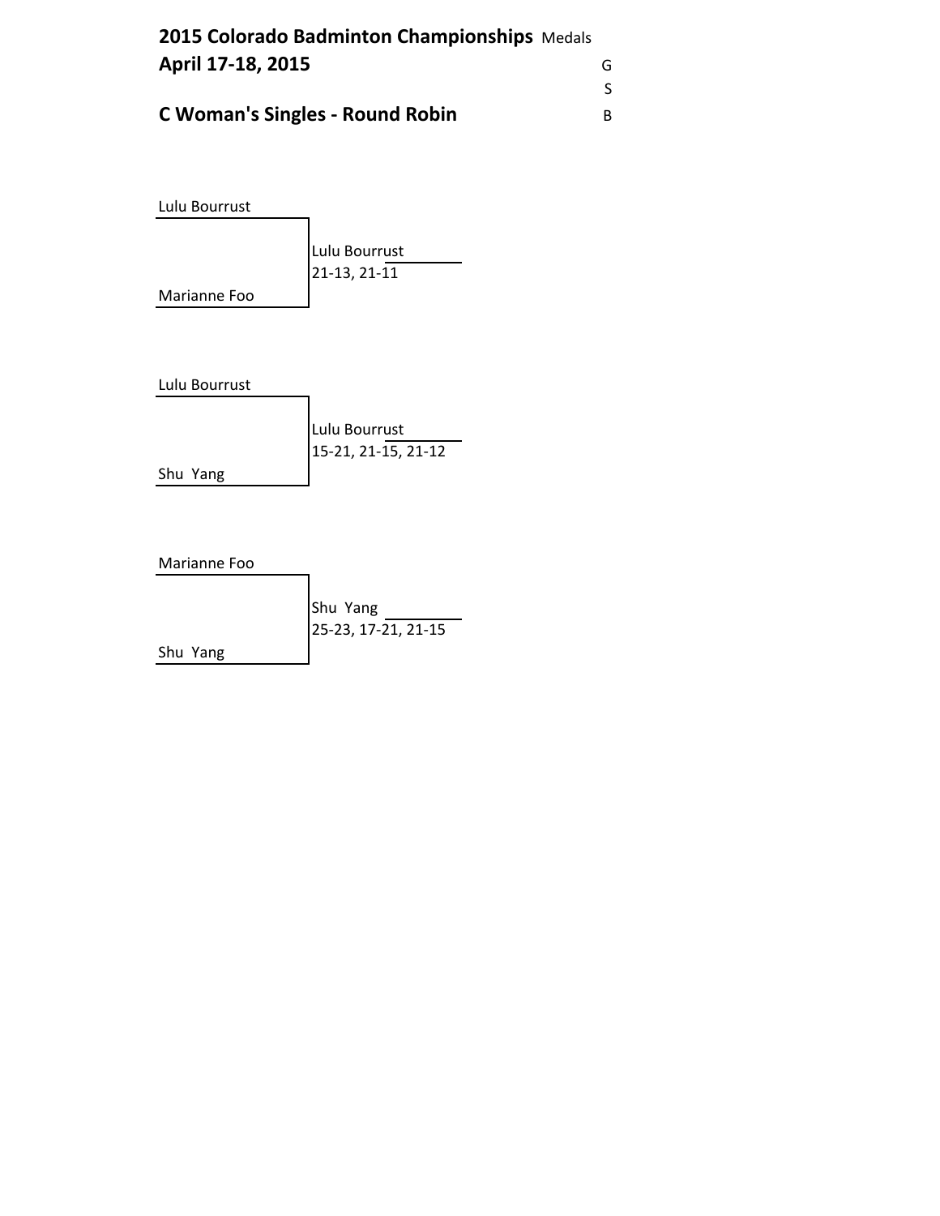**2015 Colorado Badminton Championships** Medals

**April 17-18, 2015**

G

S

**C Woman's Singles - Round Robin**

B

Lulu Bourrust

Marianne Foo

Lulu Bourrust
21-13, 21-11

Lulu Bourrust

Shu Yang

Lulu Bourrust
15-21, 21-15, 21-12

Marianne Foo

Shu Yang

Shu Yang
25-23, 17-21, 21-15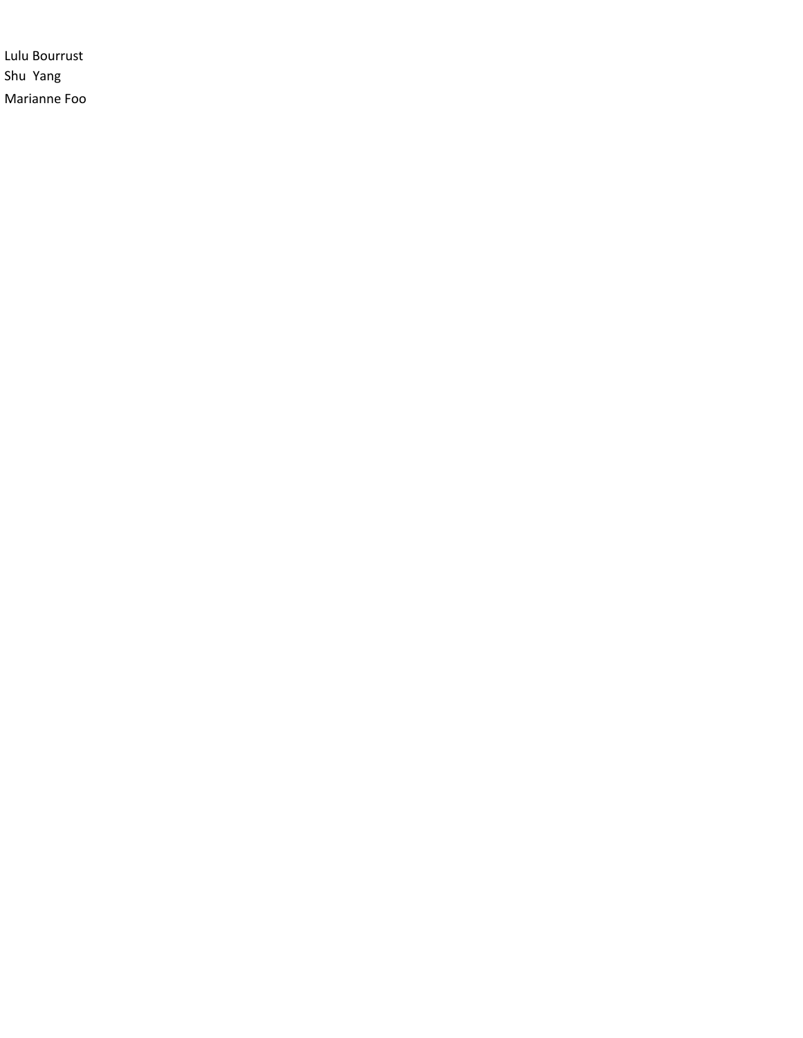Lulu Bourrust
Shu  Yang
Marianne Foo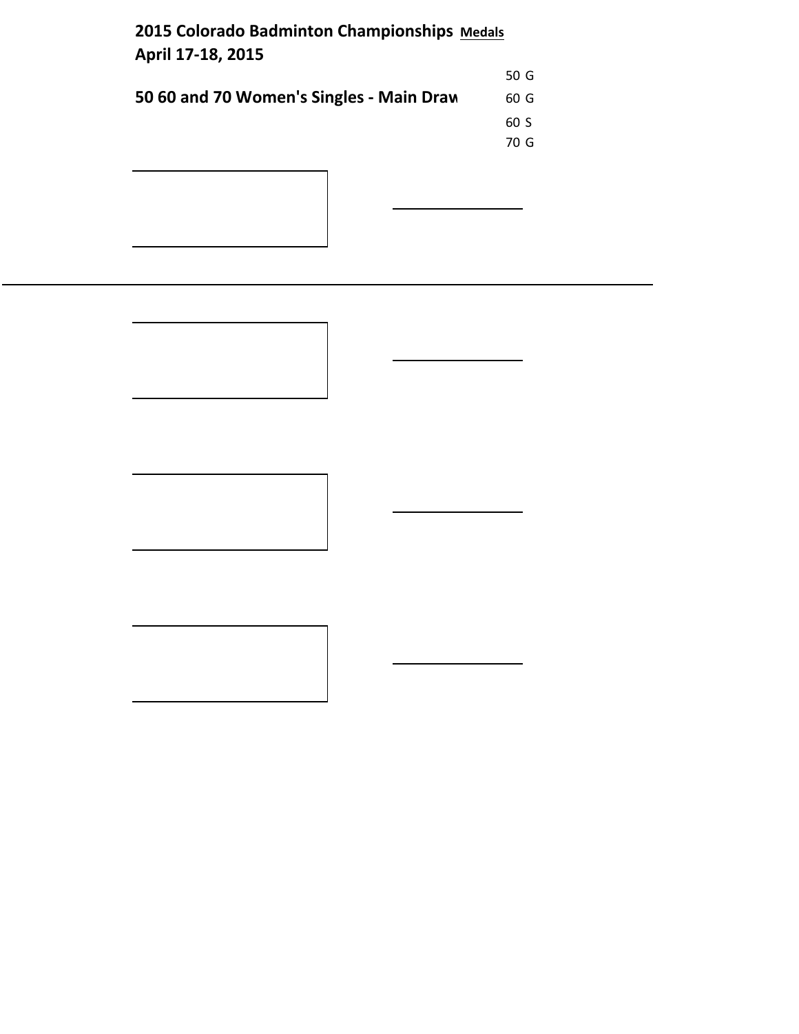**2015 Colorado Badminton Championships** **Medals**
**April 17-18, 2015**

50 G

**50 60 and 70 Women's Singles - Main Draw**

60 G

60 S

70 G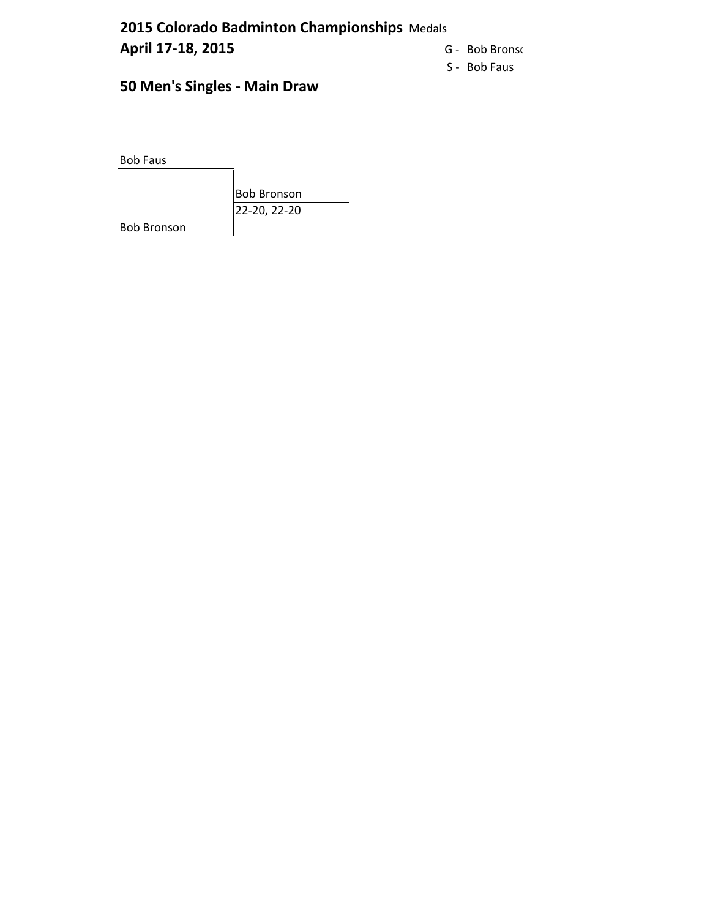**2015 Colorado Badminton Championships** Medals

**April 17-18, 2015**

G - Bob Bronsc

S - Bob Faus

## 50 Men's Singles - Main Draw

Bob Faus

Bob Bronson

22-20, 22-20

Bob Bronson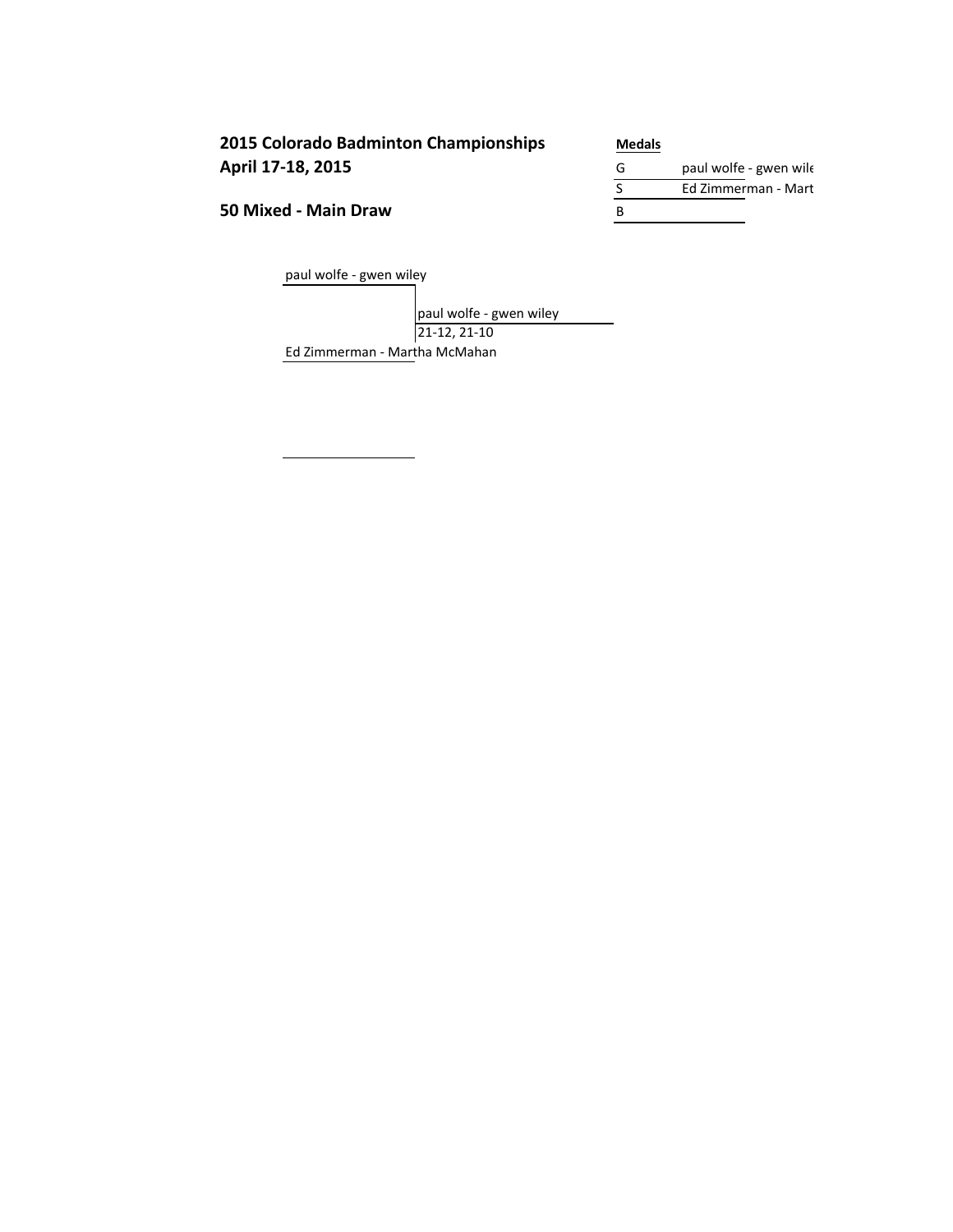**2015 Colorado Badminton Championships**
**April 17-18, 2015**

**50 Mixed - Main Draw**

**Medals**

| | |
|---|---|
| G | paul wolfe - gwen wile |
| S | Ed Zimmerman - Mart |
| B | |

paul wolfe - gwen wiley

paul wolfe - gwen wiley
21-12, 21-10

Ed Zimmerman - Martha McMahan